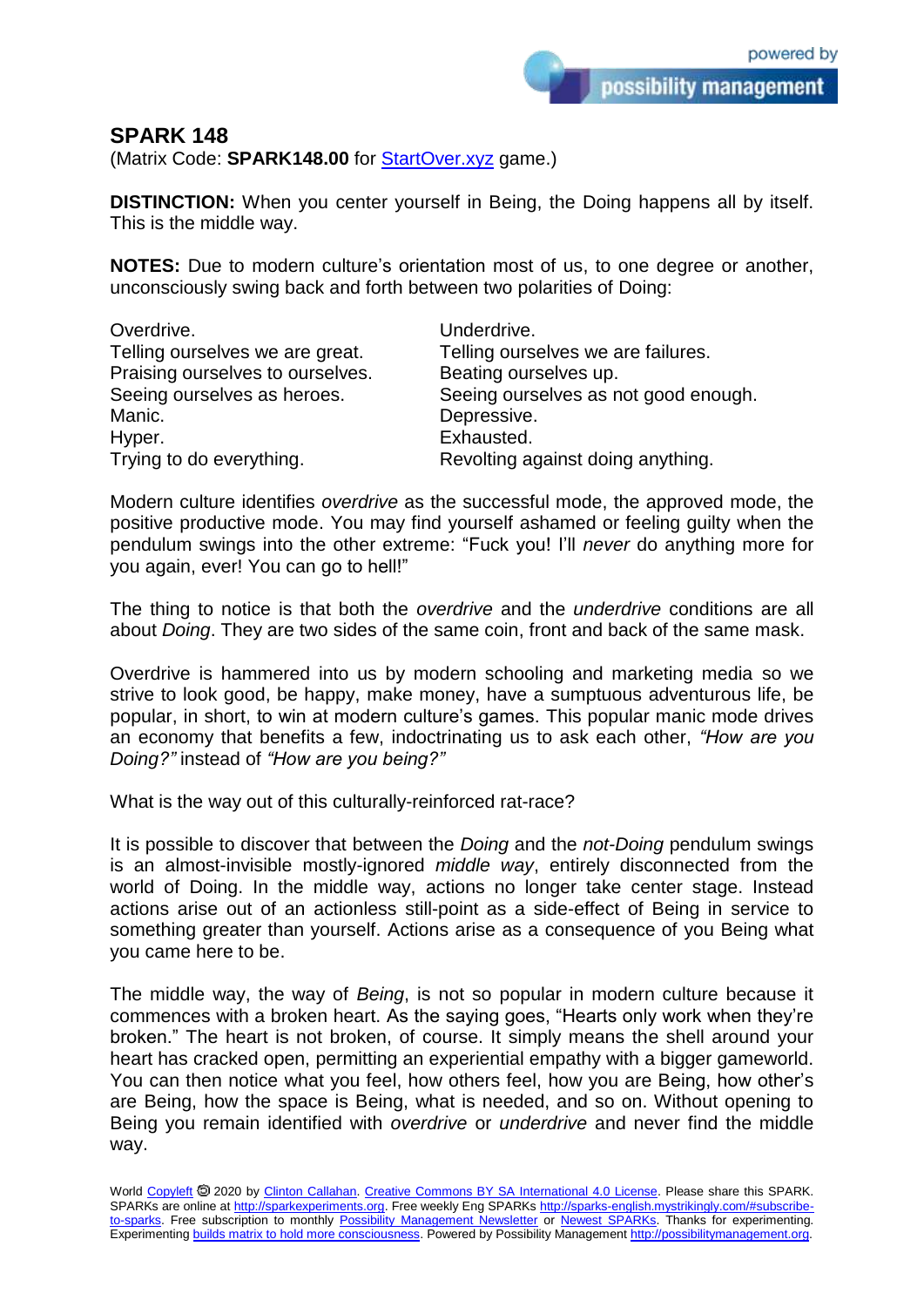## SPARK 148

(Matrix Code: **SPARK148.00** for StartOver.xyz game.)

**DISTINCTION:** When you center yourself in Being, the Doing happens all by itself. This is the middle way.

**NOTES:** Due to modern culture's orientation most of us, to one degree or another, unconsciously swing back and forth between two polarities of Doing:

| | |
|---|---|
| Overdrive. | Underdrive. |
| Telling ourselves we are great. | Telling ourselves we are failures. |
| Praising ourselves to ourselves. | Beating ourselves up. |
| Seeing ourselves as heroes. | Seeing ourselves as not good enough. |
| Manic. | Depressive. |
| Hyper. | Exhausted. |
| Trying to do everything. | Revolting against doing anything. |

Modern culture identifies *overdrive* as the successful mode, the approved mode, the positive productive mode. You may find yourself ashamed or feeling guilty when the pendulum swings into the other extreme: "Fuck you! I'll *never* do anything more for you again, ever! You can go to hell!"

The thing to notice is that both the *overdrive* and the *underdrive* conditions are all about *Doing*. They are two sides of the same coin, front and back of the same mask.

Overdrive is hammered into us by modern schooling and marketing media so we strive to look good, be happy, make money, have a sumptuous adventurous life, be popular, in short, to win at modern culture's games. This popular manic mode drives an economy that benefits a few, indoctrinating us to ask each other, *"How are you Doing?"* instead of *"How are you being?"*

What is the way out of this culturally-reinforced rat-race?

It is possible to discover that between the *Doing* and the *not-Doing* pendulum swings is an almost-invisible mostly-ignored *middle way*, entirely disconnected from the world of Doing. In the middle way, actions no longer take center stage. Instead actions arise out of an actionless still-point as a side-effect of Being in service to something greater than yourself. Actions arise as a consequence of you Being what you came here to be.

The middle way, the way of *Being*, is not so popular in modern culture because it commences with a broken heart. As the saying goes, "Hearts only work when they're broken." The heart is not broken, of course. It simply means the shell around your heart has cracked open, permitting an experiential empathy with a bigger gameworld. You can then notice what you feel, how others feel, how you are Being, how other's are Being, how the space is Being, what is needed, and so on. Without opening to Being you remain identified with *overdrive* or *underdrive* and never find the middle way.

World Copyleft 🄯 2020 by Clinton Callahan. Creative Commons BY SA International 4.0 License. Please share this SPARK. SPARKs are online at http://sparkexperiments.org. Free weekly Eng SPARKs http://sparks-english.mystrikingly.com/#subscribe-to-sparks. Free subscription to monthly Possibility Management Newsletter or Newest SPARKs. Thanks for experimenting. Experimenting builds matrix to hold more consciousness. Powered by Possibility Management http://possibilitymanagement.org.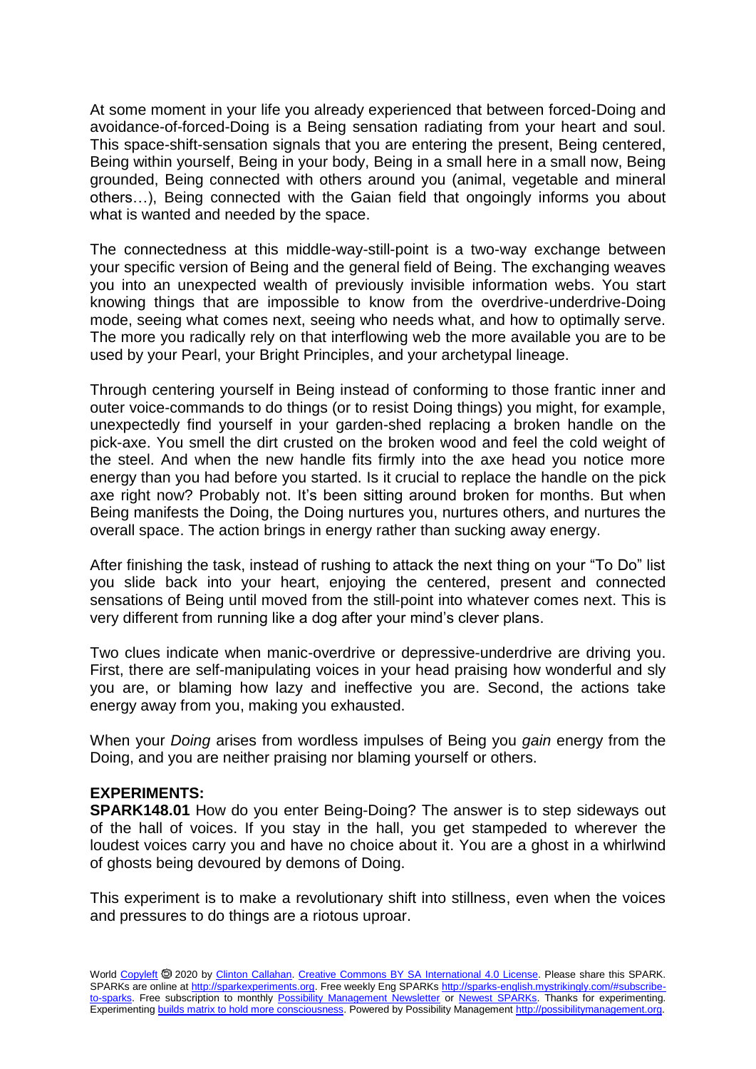At some moment in your life you already experienced that between forced-Doing and avoidance-of-forced-Doing is a Being sensation radiating from your heart and soul. This space-shift-sensation signals that you are entering the present, Being centered, Being within yourself, Being in your body, Being in a small here in a small now, Being grounded, Being connected with others around you (animal, vegetable and mineral others…), Being connected with the Gaian field that ongoingly informs you about what is wanted and needed by the space.

The connectedness at this middle-way-still-point is a two-way exchange between your specific version of Being and the general field of Being. The exchanging weaves you into an unexpected wealth of previously invisible information webs. You start knowing things that are impossible to know from the overdrive-underdrive-Doing mode, seeing what comes next, seeing who needs what, and how to optimally serve. The more you radically rely on that interflowing web the more available you are to be used by your Pearl, your Bright Principles, and your archetypal lineage.

Through centering yourself in Being instead of conforming to those frantic inner and outer voice-commands to do things (or to resist Doing things) you might, for example, unexpectedly find yourself in your garden-shed replacing a broken handle on the pick-axe. You smell the dirt crusted on the broken wood and feel the cold weight of the steel. And when the new handle fits firmly into the axe head you notice more energy than you had before you started. Is it crucial to replace the handle on the pick axe right now? Probably not. It's been sitting around broken for months. But when Being manifests the Doing, the Doing nurtures you, nurtures others, and nurtures the overall space. The action brings in energy rather than sucking away energy.

After finishing the task, instead of rushing to attack the next thing on your "To Do" list you slide back into your heart, enjoying the centered, present and connected sensations of Being until moved from the still-point into whatever comes next. This is very different from running like a dog after your mind's clever plans.

Two clues indicate when manic-overdrive or depressive-underdrive are driving you. First, there are self-manipulating voices in your head praising how wonderful and sly you are, or blaming how lazy and ineffective you are. Second, the actions take energy away from you, making you exhausted.

When your *Doing* arises from wordless impulses of Being you *gain* energy from the Doing, and you are neither praising nor blaming yourself or others.

**EXPERIMENTS:**

**SPARK148.01** How do you enter Being-Doing? The answer is to step sideways out of the hall of voices. If you stay in the hall, you get stampeded to wherever the loudest voices carry you and have no choice about it. You are a ghost in a whirlwind of ghosts being devoured by demons of Doing.

This experiment is to make a revolutionary shift into stillness, even when the voices and pressures to do things are a riotous uproar.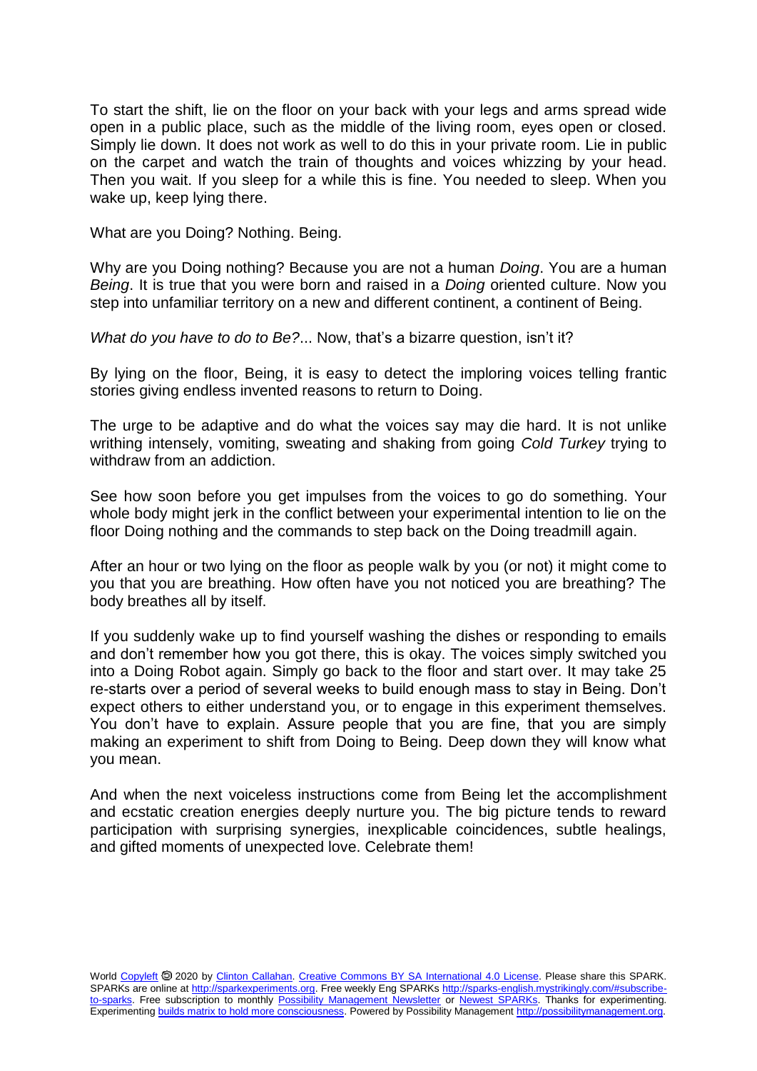To start the shift, lie on the floor on your back with your legs and arms spread wide open in a public place, such as the middle of the living room, eyes open or closed. Simply lie down. It does not work as well to do this in your private room. Lie in public on the carpet and watch the train of thoughts and voices whizzing by your head. Then you wait. If you sleep for a while this is fine. You needed to sleep. When you wake up, keep lying there.

What are you Doing? Nothing. Being.

Why are you Doing nothing? Because you are not a human *Doing*. You are a human *Being*. It is true that you were born and raised in a *Doing* oriented culture. Now you step into unfamiliar territory on a new and different continent, a continent of Being.

*What do you have to do to Be?*... Now, that's a bizarre question, isn't it?

By lying on the floor, Being, it is easy to detect the imploring voices telling frantic stories giving endless invented reasons to return to Doing.

The urge to be adaptive and do what the voices say may die hard. It is not unlike writhing intensely, vomiting, sweating and shaking from going *Cold Turkey* trying to withdraw from an addiction.

See how soon before you get impulses from the voices to go do something. Your whole body might jerk in the conflict between your experimental intention to lie on the floor Doing nothing and the commands to step back on the Doing treadmill again.

After an hour or two lying on the floor as people walk by you (or not) it might come to you that you are breathing. How often have you not noticed you are breathing? The body breathes all by itself.

If you suddenly wake up to find yourself washing the dishes or responding to emails and don't remember how you got there, this is okay. The voices simply switched you into a Doing Robot again. Simply go back to the floor and start over. It may take 25 re-starts over a period of several weeks to build enough mass to stay in Being. Don't expect others to either understand you, or to engage in this experiment themselves. You don't have to explain. Assure people that you are fine, that you are simply making an experiment to shift from Doing to Being. Deep down they will know what you mean.

And when the next voiceless instructions come from Being let the accomplishment and ecstatic creation energies deeply nurture you. The big picture tends to reward participation with surprising synergies, inexplicable coincidences, subtle healings, and gifted moments of unexpected love. Celebrate them!

World Copyleft 🄯 2020 by Clinton Callahan. Creative Commons BY SA International 4.0 License. Please share this SPARK. SPARKs are online at http://sparkexperiments.org. Free weekly Eng SPARKs http://sparks-english.mystrikingly.com/#subscribe-to-sparks. Free subscription to monthly Possibility Management Newsletter or Newest SPARKs. Thanks for experimenting. Experimenting builds matrix to hold more consciousness. Powered by Possibility Management http://possibilitymanagement.org.